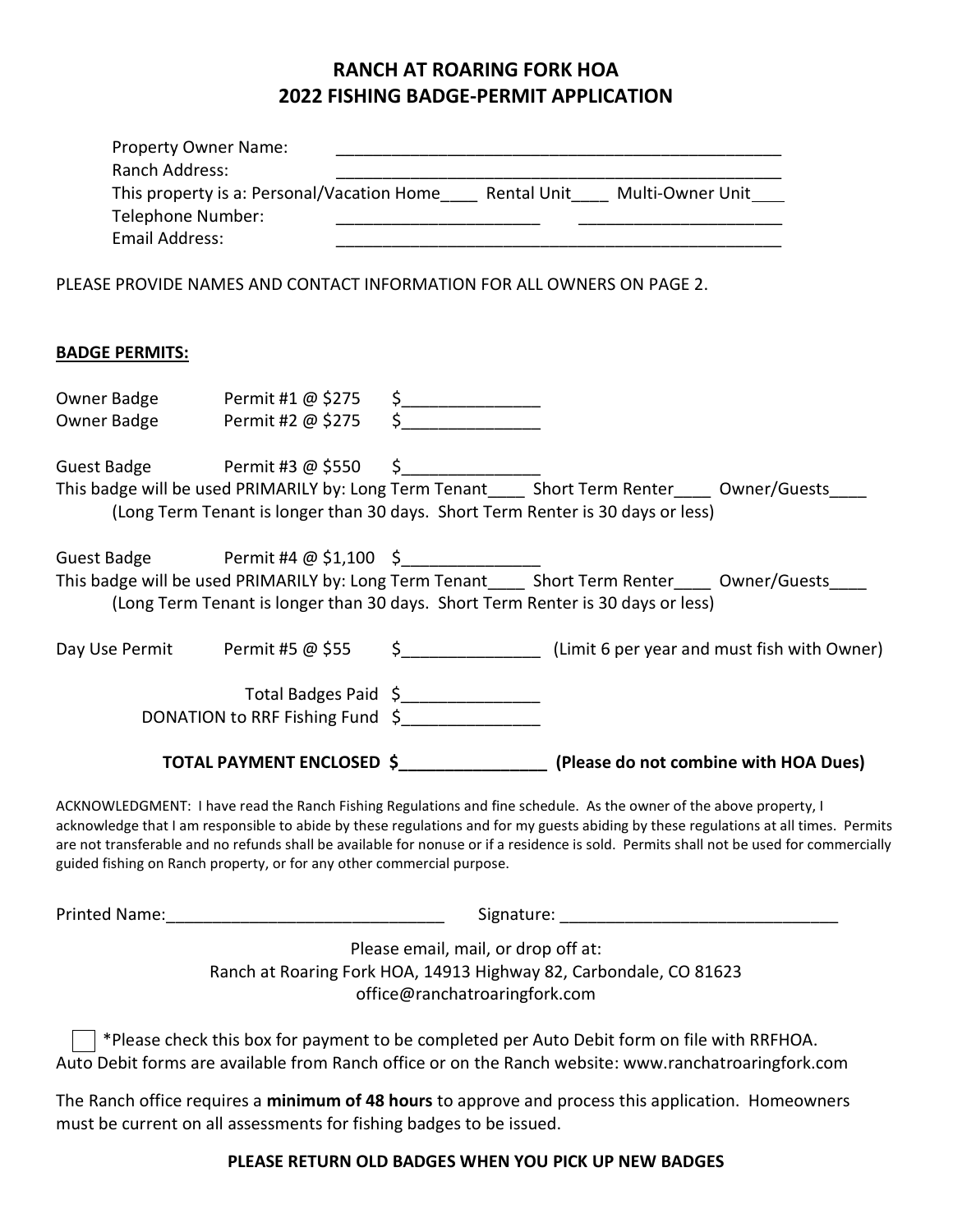# RANCH AT ROARING FORK HOA
## 2022 FISHING BADGE-PERMIT APPLICATION

Property Owner Name: ________________________________________________

Ranch Address: ________________________________________________

This property is a: Personal/Vacation Home____ Rental Unit____ Multi-Owner Unit____

Telephone Number: ______________________ ______________________

Email Address: ________________________________________________

PLEASE PROVIDE NAMES AND CONTACT INFORMATION FOR ALL OWNERS ON PAGE 2.

**BADGE PERMITS:**

Owner Badge Permit #1 @ $275 $______________

Owner Badge Permit #2 @ $275 $______________

Guest Badge Permit #3 @ $550 $______________

This badge will be used PRIMARILY by: Long Term Tenant____ Short Term Renter____ Owner/Guests____

(Long Term Tenant is longer than 30 days. Short Term Renter is 30 days or less)

Guest Badge Permit #4 @ $1,100 $______________

This badge will be used PRIMARILY by: Long Term Tenant____ Short Term Renter____ Owner/Guests____

(Long Term Tenant is longer than 30 days. Short Term Renter is 30 days or less)

Day Use Permit Permit #5 @ $55 $______________ (Limit 6 per year and must fish with Owner)

Total Badges Paid $______________

DONATION to RRF Fishing Fund $______________

**TOTAL PAYMENT ENCLOSED $________________ (Please do not combine with HOA Dues)**

ACKNOWLEDGMENT: I have read the Ranch Fishing Regulations and fine schedule. As the owner of the above property, I acknowledge that I am responsible to abide by these regulations and for my guests abiding by these regulations at all times. Permits are not transferable and no refunds shall be available for nonuse or if a residence is sold. Permits shall not be used for commercially guided fishing on Ranch property, or for any other commercial purpose.

Printed Name:______________________________ Signature: ______________________________

Please email, mail, or drop off at:
Ranch at Roaring Fork HOA, 14913 Highway 82, Carbondale, CO 81623
office@ranchatroaringfork.com

☐ *Please check this box for payment to be completed per Auto Debit form on file with RRFHOA.
Auto Debit forms are available from Ranch office or on the Ranch website: www.ranchatroaringfork.com

The Ranch office requires a **minimum of 48 hours** to approve and process this application. Homeowners must be current on all assessments for fishing badges to be issued.

**PLEASE RETURN OLD BADGES WHEN YOU PICK UP NEW BADGES**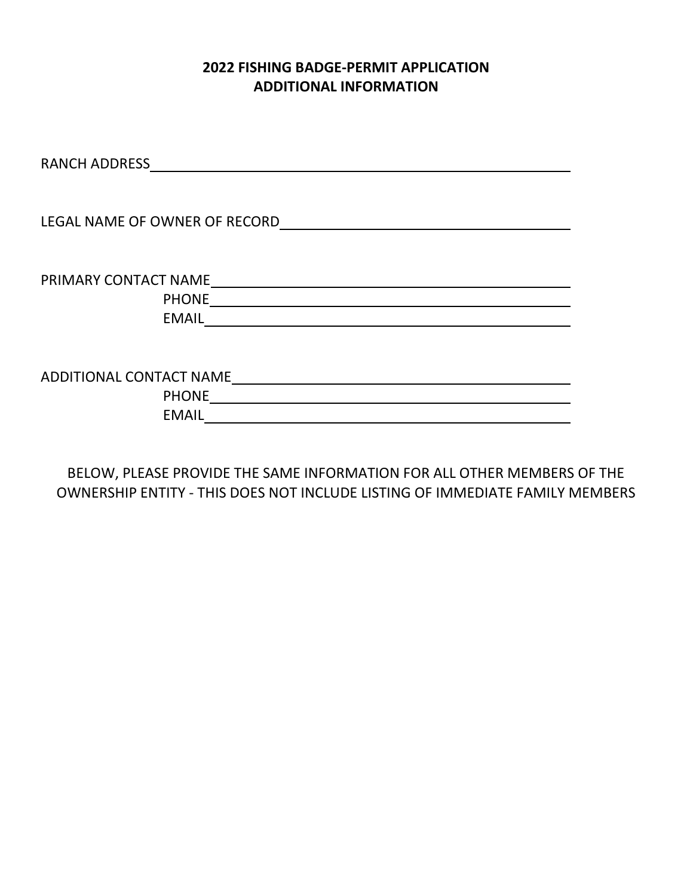**2022 FISHING BADGE-PERMIT APPLICATION**
**ADDITIONAL INFORMATION**

RANCH ADDRESS ______________________________________________

LEGAL NAME OF OWNER OF RECORD ______________________________

PRIMARY CONTACT NAME ______________________________________
PHONE ______________________________________
EMAIL ______________________________________

ADDITIONAL CONTACT NAME ____________________________________
PHONE ______________________________________
EMAIL ______________________________________

BELOW, PLEASE PROVIDE THE SAME INFORMATION FOR ALL OTHER MEMBERS OF THE OWNERSHIP ENTITY - THIS DOES NOT INCLUDE LISTING OF IMMEDIATE FAMILY MEMBERS